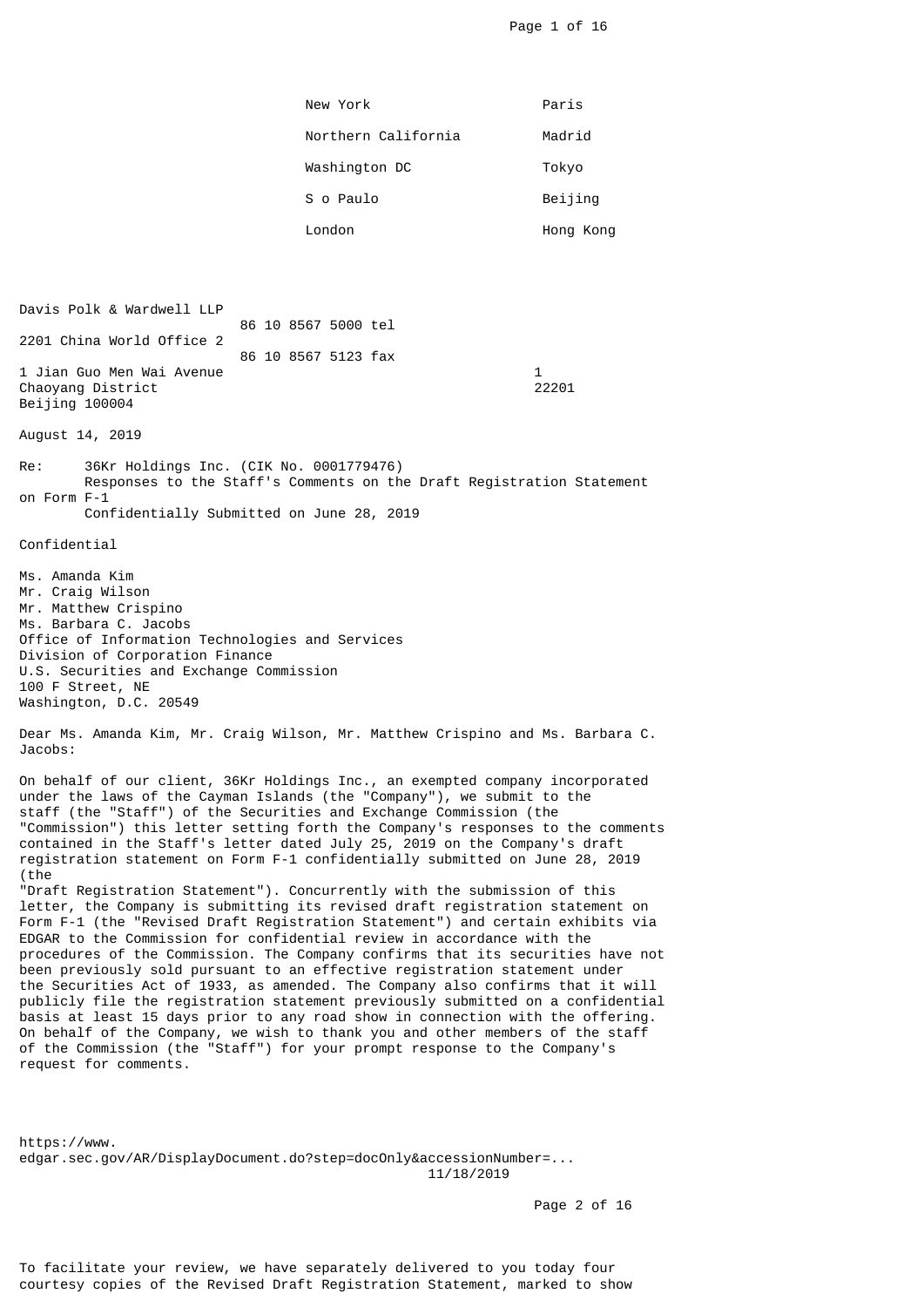New York | Paris
Northern California | Madrid
Washington DC | Tokyo
S o Paulo | Beijing
London | Hong Kong

Davis Polk & Wardwell LLP
2201 China World Office 2
1 Jian Guo Men Wai Avenue
Chaoyang District
Beijing 100004

86 10 8567 5000 tel
86 10 8567 5123 fax

1
22201

August 14, 2019

Re: 36Kr Holdings Inc. (CIK No. 0001779476)
Responses to the Staff's Comments on the Draft Registration Statement on Form F-1
Confidentially Submitted on June 28, 2019

Confidential

Ms. Amanda Kim
Mr. Craig Wilson
Mr. Matthew Crispino
Ms. Barbara C. Jacobs
Office of Information Technologies and Services
Division of Corporation Finance
U.S. Securities and Exchange Commission
100 F Street, NE
Washington, D.C. 20549

Dear Ms. Amanda Kim, Mr. Craig Wilson, Mr. Matthew Crispino and Ms. Barbara C. Jacobs:

On behalf of our client, 36Kr Holdings Inc., an exempted company incorporated under the laws of the Cayman Islands (the "Company"), we submit to the staff (the "Staff") of the Securities and Exchange Commission (the "Commission") this letter setting forth the Company's responses to the comments contained in the Staff's letter dated July 25, 2019 on the Company's draft registration statement on Form F-1 confidentially submitted on June 28, 2019 (the "Draft Registration Statement"). Concurrently with the submission of this letter, the Company is submitting its revised draft registration statement on Form F-1 (the "Revised Draft Registration Statement") and certain exhibits via EDGAR to the Commission for confidential review in accordance with the procedures of the Commission. The Company confirms that its securities have not been previously sold pursuant to an effective registration statement under the Securities Act of 1933, as amended. The Company also confirms that it will publicly file the registration statement previously submitted on a confidential basis at least 15 days prior to any road show in connection with the offering. On behalf of the Company, we wish to thank you and other members of the staff of the Commission (the "Staff") for your prompt response to the Company's request for comments.

To facilitate your review, we have separately delivered to you today four courtesy copies of the Revised Draft Registration Statement, marked to show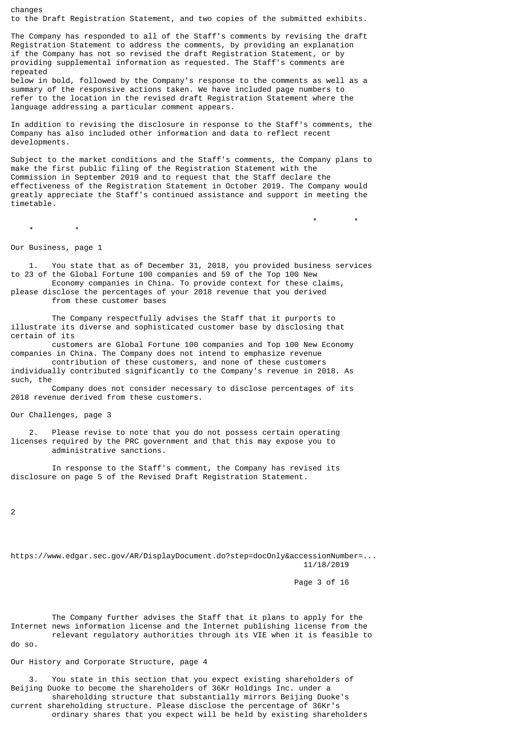changes to the Draft Registration Statement, and two copies of the submitted exhibits.

The Company has responded to all of the Staff's comments by revising the draft Registration Statement to address the comments, by providing an explanation if the Company has not so revised the draft Registration Statement, or by providing supplemental information as requested. The Staff's comments are repeated below in bold, followed by the Company's response to the comments as well as a summary of the responsive actions taken. We have included page numbers to refer to the location in the revised draft Registration Statement where the language addressing a particular comment appears.

In addition to revising the disclosure in response to the Staff's comments, the Company has also included other information and data to reflect recent developments.

Subject to the market conditions and the Staff's comments, the Company plans to make the first public filing of the Registration Statement with the Commission in September 2019 and to request that the Staff declare the effectiveness of the Registration Statement in October 2019. The Company would greatly appreciate the Staff's continued assistance and support in meeting the timetable.

\* \* \* \*

Our Business, page 1

1. You state that as of December 31, 2018, you provided business services to 23 of the Global Fortune 100 companies and 59 of the Top 100 New Economy companies in China. To provide context for these claims, please disclose the percentages of your 2018 revenue that you derived from these customer bases

The Company respectfully advises the Staff that it purports to illustrate its diverse and sophisticated customer base by disclosing that certain of its customers are Global Fortune 100 companies and Top 100 New Economy companies in China. The Company does not intend to emphasize revenue contribution of these customers, and none of these customers individually contributed significantly to the Company's revenue in 2018. As such, the Company does not consider necessary to disclose percentages of its 2018 revenue derived from these customers.

Our Challenges, page 3

2. Please revise to note that you do not possess certain operating licenses required by the PRC government and that this may expose you to administrative sanctions.

In response to the Staff's comment, the Company has revised its disclosure on page 5 of the Revised Draft Registration Statement.

The Company further advises the Staff that it plans to apply for the Internet news information license and the Internet publishing license from the relevant regulatory authorities through its VIE when it is feasible to do so.

Our History and Corporate Structure, page 4

3. You state in this section that you expect existing shareholders of Beijing Duoke to become the shareholders of 36Kr Holdings Inc. under a shareholding structure that substantially mirrors Beijing Duoke's current shareholding structure. Please disclose the percentage of 36Kr's ordinary shares that you expect will be held by existing shareholders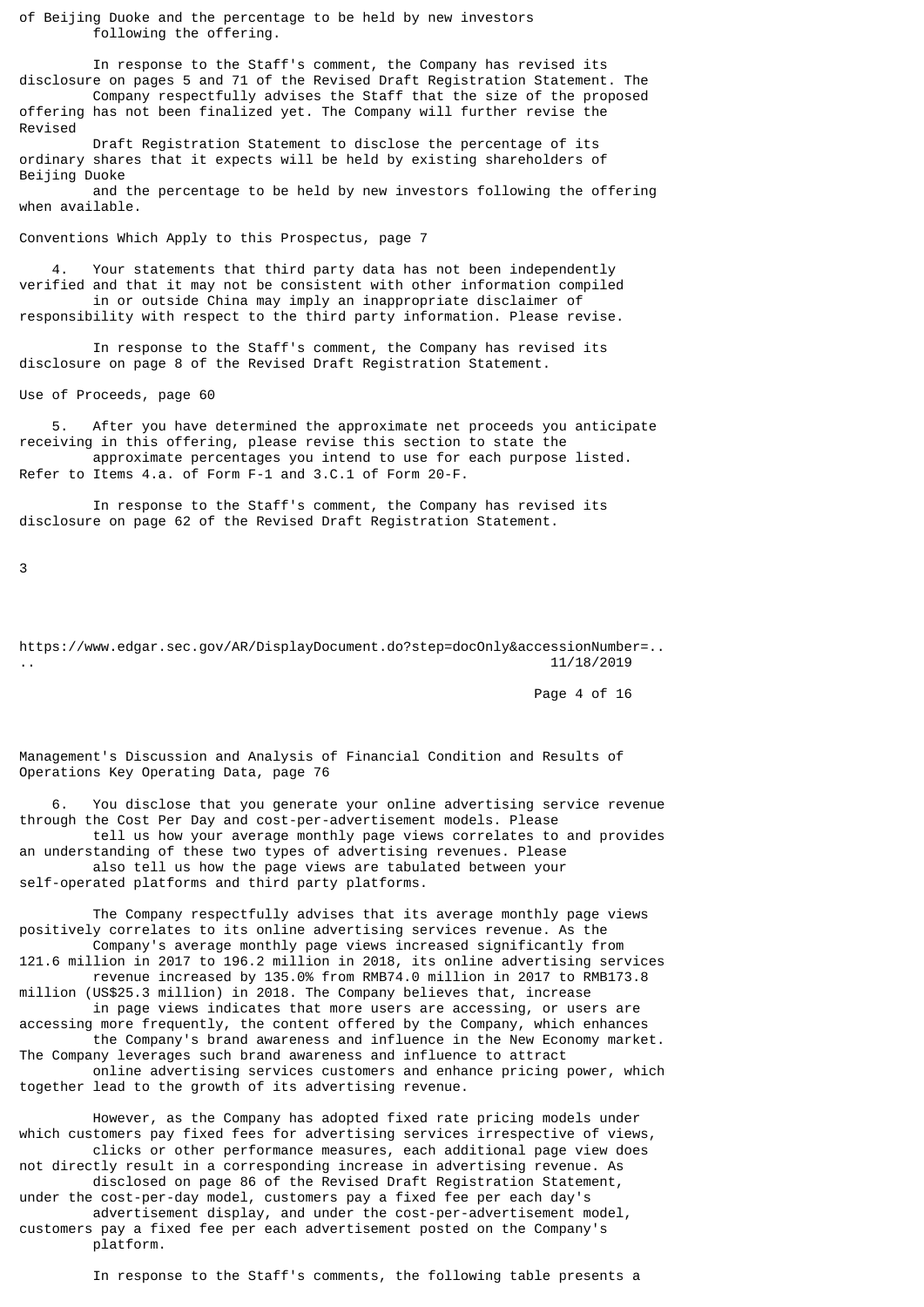of Beijing Duoke and the percentage to be held by new investors following the offering.

In response to the Staff's comment, the Company has revised its disclosure on pages 5 and 71 of the Revised Draft Registration Statement. The Company respectfully advises the Staff that the size of the proposed offering has not been finalized yet. The Company will further revise the Revised Draft Registration Statement to disclose the percentage of its ordinary shares that it expects will be held by existing shareholders of Beijing Duoke and the percentage to be held by new investors following the offering when available.

Conventions Which Apply to this Prospectus, page 7

4. Your statements that third party data has not been independently verified and that it may not be consistent with other information compiled in or outside China may imply an inappropriate disclaimer of responsibility with respect to the third party information. Please revise.

In response to the Staff's comment, the Company has revised its disclosure on page 8 of the Revised Draft Registration Statement.

Use of Proceeds, page 60

5. After you have determined the approximate net proceeds you anticipate receiving in this offering, please revise this section to state the approximate percentages you intend to use for each purpose listed. Refer to Items 4.a. of Form F-1 and 3.C.1 of Form 20-F.

In response to the Staff's comment, the Company has revised its disclosure on page 62 of the Revised Draft Registration Statement.

Management's Discussion and Analysis of Financial Condition and Results of Operations Key Operating Data, page 76

6. You disclose that you generate your online advertising service revenue through the Cost Per Day and cost-per-advertisement models. Please tell us how your average monthly page views correlates to and provides an understanding of these two types of advertising revenues. Please also tell us how the page views are tabulated between your self-operated platforms and third party platforms.

The Company respectfully advises that its average monthly page views positively correlates to its online advertising services revenue. As the Company's average monthly page views increased significantly from 121.6 million in 2017 to 196.2 million in 2018, its online advertising services revenue increased by 135.0% from RMB74.0 million in 2017 to RMB173.8 million (US$25.3 million) in 2018. The Company believes that, increase in page views indicates that more users are accessing, or users are accessing more frequently, the content offered by the Company, which enhances the Company's brand awareness and influence in the New Economy market. The Company leverages such brand awareness and influence to attract online advertising services customers and enhance pricing power, which together lead to the growth of its advertising revenue.

However, as the Company has adopted fixed rate pricing models under which customers pay fixed fees for advertising services irrespective of views, clicks or other performance measures, each additional page view does not directly result in a corresponding increase in advertising revenue. As disclosed on page 86 of the Revised Draft Registration Statement, under the cost-per-day model, customers pay a fixed fee per each day's advertisement display, and under the cost-per-advertisement model, customers pay a fixed fee per each advertisement posted on the Company's platform.

In response to the Staff's comments, the following table presents a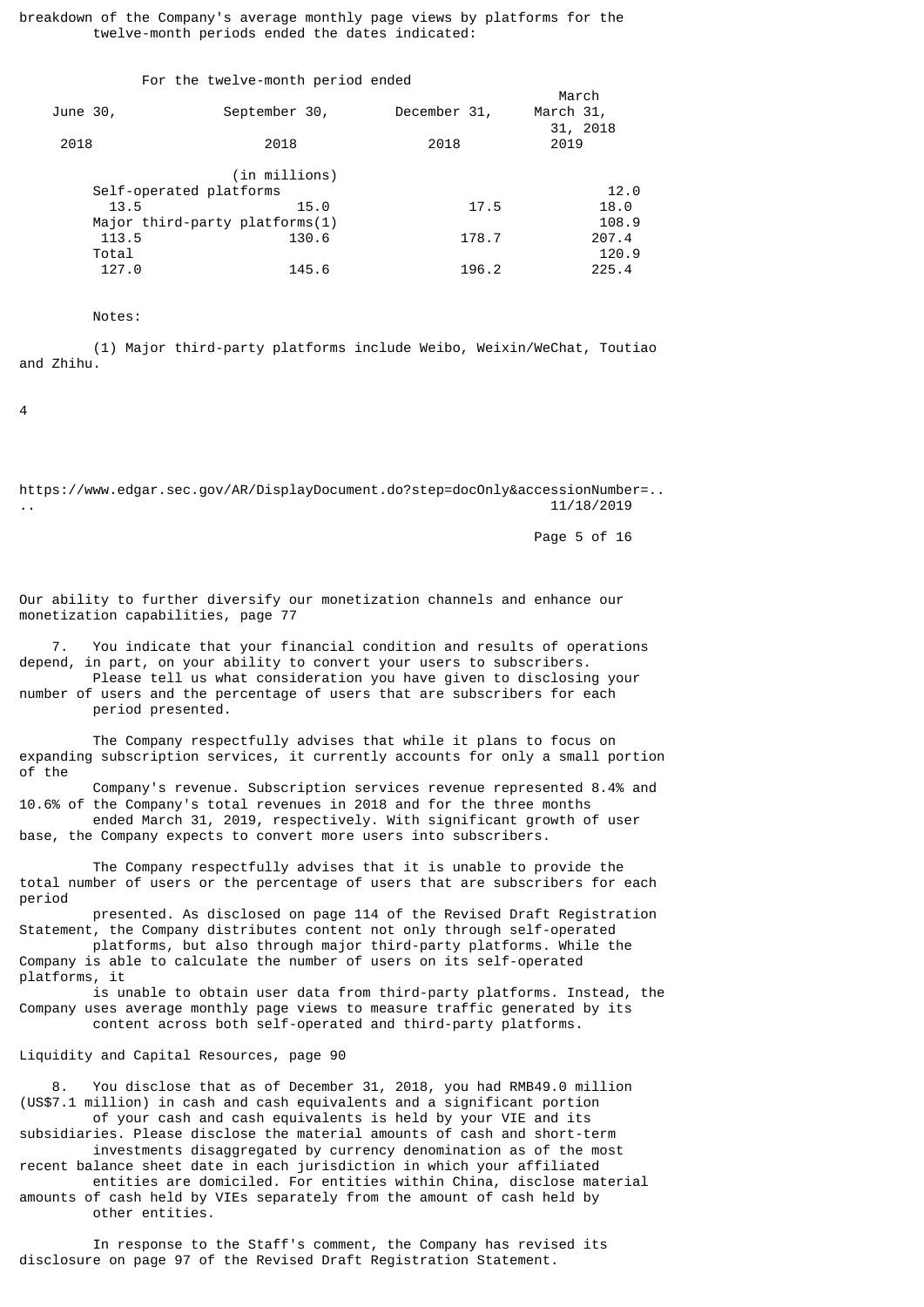breakdown of the Company's average monthly page views by platforms for the twelve-month periods ended the dates indicated:

| | For the twelve-month period ended | | | | |
|---|---|---|---|---|---|
| | March 31, 2018 | June 30, 2018 | September 30, 2018 | December 31, 2018 | March 31, 2019 |
| | (in millions) | | | | |
| Self-operated platforms | 12.0 | 13.5 | 15.0 | 17.5 | 18.0 |
| Major third-party platforms(1) | 108.9 | 113.5 | 130.6 | 178.7 | 207.4 |
| Total | 120.9 | 127.0 | 145.6 | 196.2 | 225.4 |

Notes:

(1) Major third-party platforms include Weibo, Weixin/WeChat, Toutiao and Zhihu.

Our ability to further diversify our monetization channels and enhance our monetization capabilities, page 77

7. You indicate that your financial condition and results of operations depend, in part, on your ability to convert your users to subscribers. Please tell us what consideration you have given to disclosing your number of users and the percentage of users that are subscribers for each period presented.

The Company respectfully advises that while it plans to focus on expanding subscription services, it currently accounts for only a small portion of the Company's revenue. Subscription services revenue represented 8.4% and 10.6% of the Company's total revenues in 2018 and for the three months ended March 31, 2019, respectively. With significant growth of user base, the Company expects to convert more users into subscribers.

The Company respectfully advises that it is unable to provide the total number of users or the percentage of users that are subscribers for each period presented. As disclosed on page 114 of the Revised Draft Registration Statement, the Company distributes content not only through self-operated platforms, but also through major third-party platforms. While the Company is able to calculate the number of users on its self-operated platforms, it is unable to obtain user data from third-party platforms. Instead, the Company uses average monthly page views to measure traffic generated by its content across both self-operated and third-party platforms.

Liquidity and Capital Resources, page 90

8. You disclose that as of December 31, 2018, you had RMB49.0 million (US$7.1 million) in cash and cash equivalents and a significant portion of your cash and cash equivalents is held by your VIE and its subsidiaries. Please disclose the material amounts of cash and short-term investments disaggregated by currency denomination as of the most recent balance sheet date in each jurisdiction in which your affiliated entities are domiciled. For entities within China, disclose material amounts of cash held by VIEs separately from the amount of cash held by other entities.

In response to the Staff's comment, the Company has revised its disclosure on page 97 of the Revised Draft Registration Statement.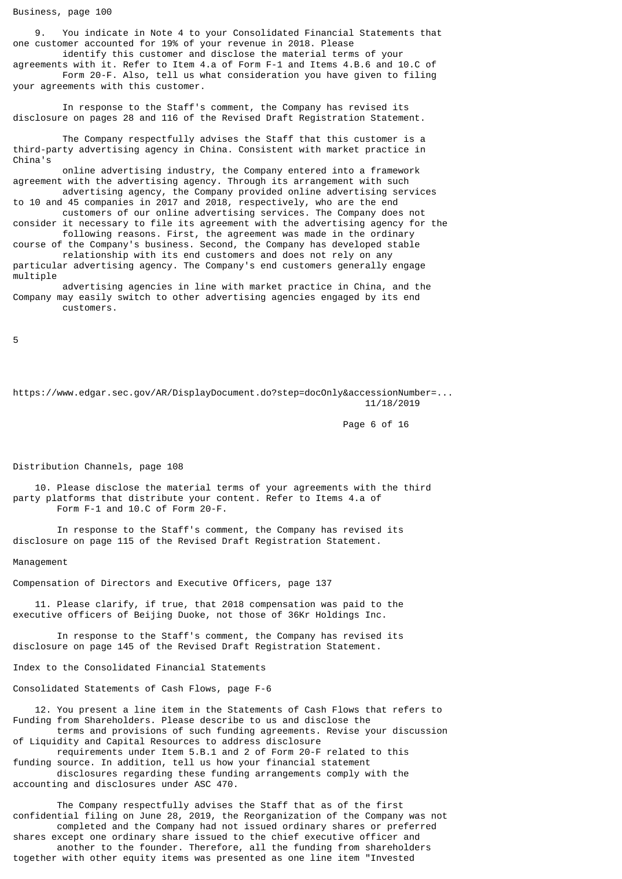Business, page 100

9. You indicate in Note 4 to your Consolidated Financial Statements that one customer accounted for 19% of your revenue in 2018. Please identify this customer and disclose the material terms of your agreements with it. Refer to Item 4.a of Form F-1 and Items 4.B.6 and 10.C of Form 20-F. Also, tell us what consideration you have given to filing your agreements with this customer.

In response to the Staff's comment, the Company has revised its disclosure on pages 28 and 116 of the Revised Draft Registration Statement.

The Company respectfully advises the Staff that this customer is a third-party advertising agency in China. Consistent with market practice in China's online advertising industry, the Company entered into a framework agreement with the advertising agency. Through its arrangement with such advertising agency, the Company provided online advertising services to 10 and 45 companies in 2017 and 2018, respectively, who are the end customers of our online advertising services. The Company does not consider it necessary to file its agreement with the advertising agency for the following reasons. First, the agreement was made in the ordinary course of the Company's business. Second, the Company has developed stable relationship with its end customers and does not rely on any particular advertising agency. The Company's end customers generally engage multiple advertising agencies in line with market practice in China, and the Company may easily switch to other advertising agencies engaged by its end customers.

Distribution Channels, page 108

10. Please disclose the material terms of your agreements with the third party platforms that distribute your content. Refer to Items 4.a of Form F-1 and 10.C of Form 20-F.

In response to the Staff's comment, the Company has revised its disclosure on page 115 of the Revised Draft Registration Statement.

Management

Compensation of Directors and Executive Officers, page 137

11. Please clarify, if true, that 2018 compensation was paid to the executive officers of Beijing Duoke, not those of 36Kr Holdings Inc.

In response to the Staff's comment, the Company has revised its disclosure on page 145 of the Revised Draft Registration Statement.

Index to the Consolidated Financial Statements

Consolidated Statements of Cash Flows, page F-6

12. You present a line item in the Statements of Cash Flows that refers to Funding from Shareholders. Please describe to us and disclose the terms and provisions of such funding agreements. Revise your discussion of Liquidity and Capital Resources to address disclosure requirements under Item 5.B.1 and 2 of Form 20-F related to this funding source. In addition, tell us how your financial statement disclosures regarding these funding arrangements comply with the accounting and disclosures under ASC 470.

The Company respectfully advises the Staff that as of the first confidential filing on June 28, 2019, the Reorganization of the Company was not completed and the Company had not issued ordinary shares or preferred shares except one ordinary share issued to the chief executive officer and another to the founder. Therefore, all the funding from shareholders together with other equity items was presented as one line item "Invested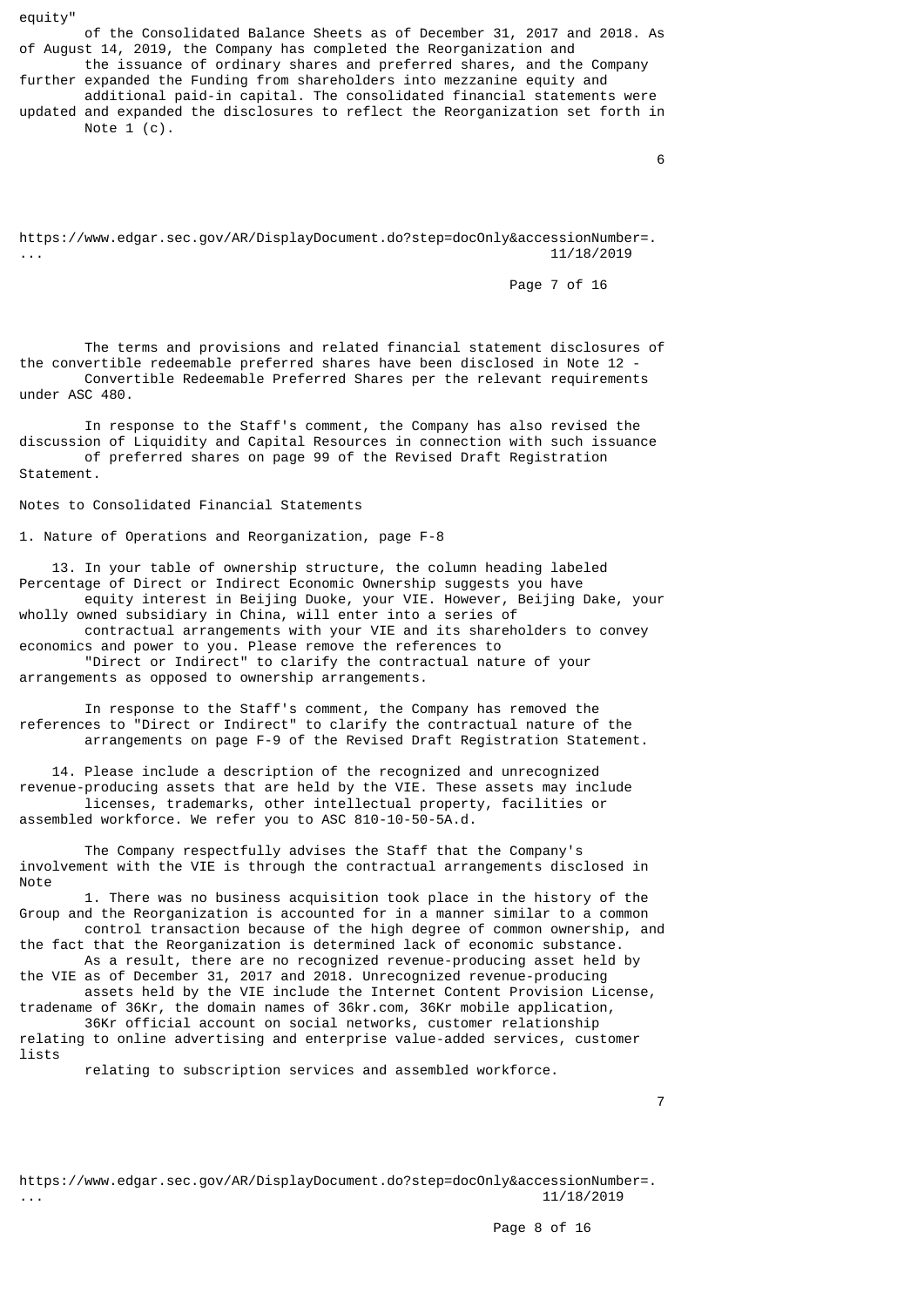equity" of the Consolidated Balance Sheets as of December 31, 2017 and 2018. As of August 14, 2019, the Company has completed the Reorganization and the issuance of ordinary shares and preferred shares, and the Company further expanded the Funding from shareholders into mezzanine equity and additional paid-in capital. The consolidated financial statements were updated and expanded the disclosures to reflect the Reorganization set forth in Note 1 (c).

The terms and provisions and related financial statement disclosures of the convertible redeemable preferred shares have been disclosed in Note 12 - Convertible Redeemable Preferred Shares per the relevant requirements under ASC 480.

In response to the Staff's comment, the Company has also revised the discussion of Liquidity and Capital Resources in connection with such issuance of preferred shares on page 99 of the Revised Draft Registration Statement.

Notes to Consolidated Financial Statements

1. Nature of Operations and Reorganization, page F-8

13. In your table of ownership structure, the column heading labeled Percentage of Direct or Indirect Economic Ownership suggests you have equity interest in Beijing Duoke, your VIE. However, Beijing Dake, your wholly owned subsidiary in China, will enter into a series of contractual arrangements with your VIE and its shareholders to convey economics and power to you. Please remove the references to "Direct or Indirect" to clarify the contractual nature of your arrangements as opposed to ownership arrangements.

In response to the Staff's comment, the Company has removed the references to "Direct or Indirect" to clarify the contractual nature of the arrangements on page F-9 of the Revised Draft Registration Statement.

14. Please include a description of the recognized and unrecognized revenue-producing assets that are held by the VIE. These assets may include licenses, trademarks, other intellectual property, facilities or assembled workforce. We refer you to ASC 810-10-50-5A.d.

The Company respectfully advises the Staff that the Company's involvement with the VIE is through the contractual arrangements disclosed in Note 1. There was no business acquisition took place in the history of the Group and the Reorganization is accounted for in a manner similar to a common control transaction because of the high degree of common ownership, and the fact that the Reorganization is determined lack of economic substance. As a result, there are no recognized revenue-producing asset held by the VIE as of December 31, 2017 and 2018. Unrecognized revenue-producing assets held by the VIE include the Internet Content Provision License, tradename of 36Kr, the domain names of 36kr.com, 36Kr mobile application, 36Kr official account on social networks, customer relationship relating to online advertising and enterprise value-added services, customer lists relating to subscription services and assembled workforce.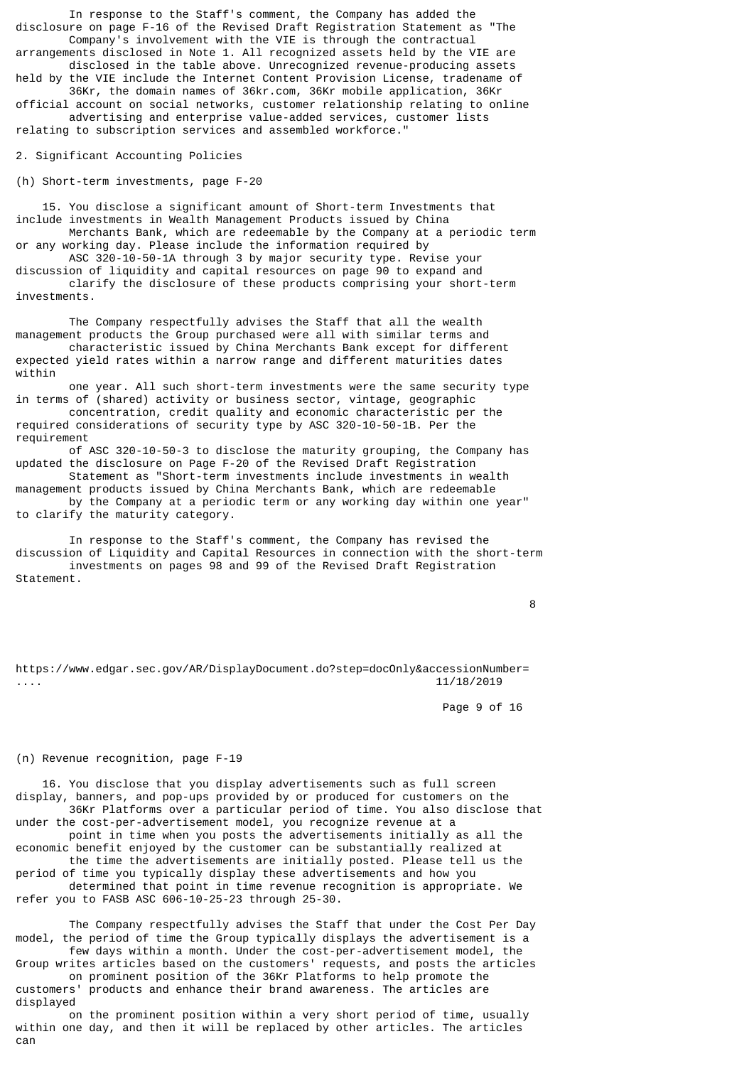In response to the Staff's comment, the Company has added the disclosure on page F-16 of the Revised Draft Registration Statement as "The Company's involvement with the VIE is through the contractual arrangements disclosed in Note 1. All recognized assets held by the VIE are disclosed in the table above. Unrecognized revenue-producing assets held by the VIE include the Internet Content Provision License, tradename of 36Kr, the domain names of 36kr.com, 36Kr mobile application, 36Kr official account on social networks, customer relationship relating to online advertising and enterprise value-added services, customer lists relating to subscription services and assembled workforce."

2. Significant Accounting Policies

(h) Short-term investments, page F-20

15. You disclose a significant amount of Short-term Investments that include investments in Wealth Management Products issued by China Merchants Bank, which are redeemable by the Company at a periodic term or any working day. Please include the information required by ASC 320-10-50-1A through 3 by major security type. Revise your discussion of liquidity and capital resources on page 90 to expand and clarify the disclosure of these products comprising your short-term investments.

The Company respectfully advises the Staff that all the wealth management products the Group purchased were all with similar terms and characteristic issued by China Merchants Bank except for different expected yield rates within a narrow range and different maturities dates within one year. All such short-term investments were the same security type in terms of (shared) activity or business sector, vintage, geographic concentration, credit quality and economic characteristic per the required considerations of security type by ASC 320-10-50-1B. Per the requirement of ASC 320-10-50-3 to disclose the maturity grouping, the Company has updated the disclosure on Page F-20 of the Revised Draft Registration Statement as "Short-term investments include investments in wealth management products issued by China Merchants Bank, which are redeemable by the Company at a periodic term or any working day within one year" to clarify the maturity category.

In response to the Staff's comment, the Company has revised the discussion of Liquidity and Capital Resources in connection with the short-term investments on pages 98 and 99 of the Revised Draft Registration Statement.

(n) Revenue recognition, page F-19

16. You disclose that you display advertisements such as full screen display, banners, and pop-ups provided by or produced for customers on the 36Kr Platforms over a particular period of time. You also disclose that under the cost-per-advertisement model, you recognize revenue at a point in time when you posts the advertisements initially as all the economic benefit enjoyed by the customer can be substantially realized at the time the advertisements are initially posted. Please tell us the period of time you typically display these advertisements and how you determined that point in time revenue recognition is appropriate. We refer you to FASB ASC 606-10-25-23 through 25-30.

The Company respectfully advises the Staff that under the Cost Per Day model, the period of time the Group typically displays the advertisement is a few days within a month. Under the cost-per-advertisement model, the Group writes articles based on the customers' requests, and posts the articles on prominent position of the 36Kr Platforms to help promote the customers' products and enhance their brand awareness. The articles are displayed on the prominent position within a very short period of time, usually within one day, and then it will be replaced by other articles. The articles can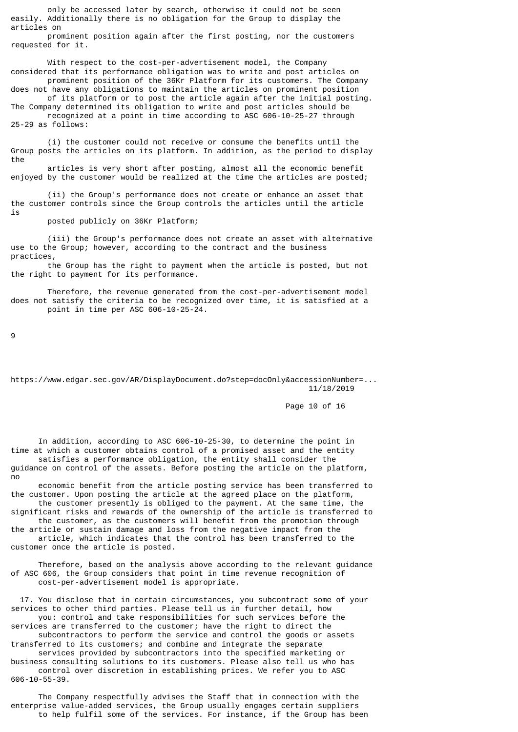only be accessed later by search, otherwise it could not be seen easily. Additionally there is no obligation for the Group to display the articles on prominent position again after the first posting, nor the customers requested for it.

With respect to the cost-per-advertisement model, the Company considered that its performance obligation was to write and post articles on prominent position of the 36Kr Platform for its customers. The Company does not have any obligations to maintain the articles on prominent position of its platform or to post the article again after the initial posting. The Company determined its obligation to write and post articles should be recognized at a point in time according to ASC 606-10-25-27 through 25-29 as follows:

(i) the customer could not receive or consume the benefits until the Group posts the articles on its platform. In addition, as the period to display the articles is very short after posting, almost all the economic benefit enjoyed by the customer would be realized at the time the articles are posted;

(ii) the Group's performance does not create or enhance an asset that the customer controls since the Group controls the articles until the article is posted publicly on 36Kr Platform;

(iii) the Group's performance does not create an asset with alternative use to the Group; however, according to the contract and the business practices, the Group has the right to payment when the article is posted, but not the right to payment for its performance.

Therefore, the revenue generated from the cost-per-advertisement model does not satisfy the criteria to be recognized over time, it is satisfied at a point in time per ASC 606-10-25-24.

In addition, according to ASC 606-10-25-30, to determine the point in time at which a customer obtains control of a promised asset and the entity satisfies a performance obligation, the entity shall consider the guidance on control of the assets. Before posting the article on the platform, no economic benefit from the article posting service has been transferred to the customer. Upon posting the article at the agreed place on the platform, the customer presently is obliged to the payment. At the same time, the significant risks and rewards of the ownership of the article is transferred to the customer, as the customers will benefit from the promotion through the article or sustain damage and loss from the negative impact from the article, which indicates that the control has been transferred to the customer once the article is posted.

Therefore, based on the analysis above according to the relevant guidance of ASC 606, the Group considers that point in time revenue recognition of cost-per-advertisement model is appropriate.

17. You disclose that in certain circumstances, you subcontract some of your services to other third parties. Please tell us in further detail, how you: control and take responsibilities for such services before the services are transferred to the customer; have the right to direct the subcontractors to perform the service and control the goods or assets transferred to its customers; and combine and integrate the separate services provided by subcontractors into the specified marketing or business consulting solutions to its customers. Please also tell us who has control over discretion in establishing prices. We refer you to ASC 606-10-55-39.

The Company respectfully advises the Staff that in connection with the enterprise value-added services, the Group usually engages certain suppliers to help fulfil some of the services. For instance, if the Group has been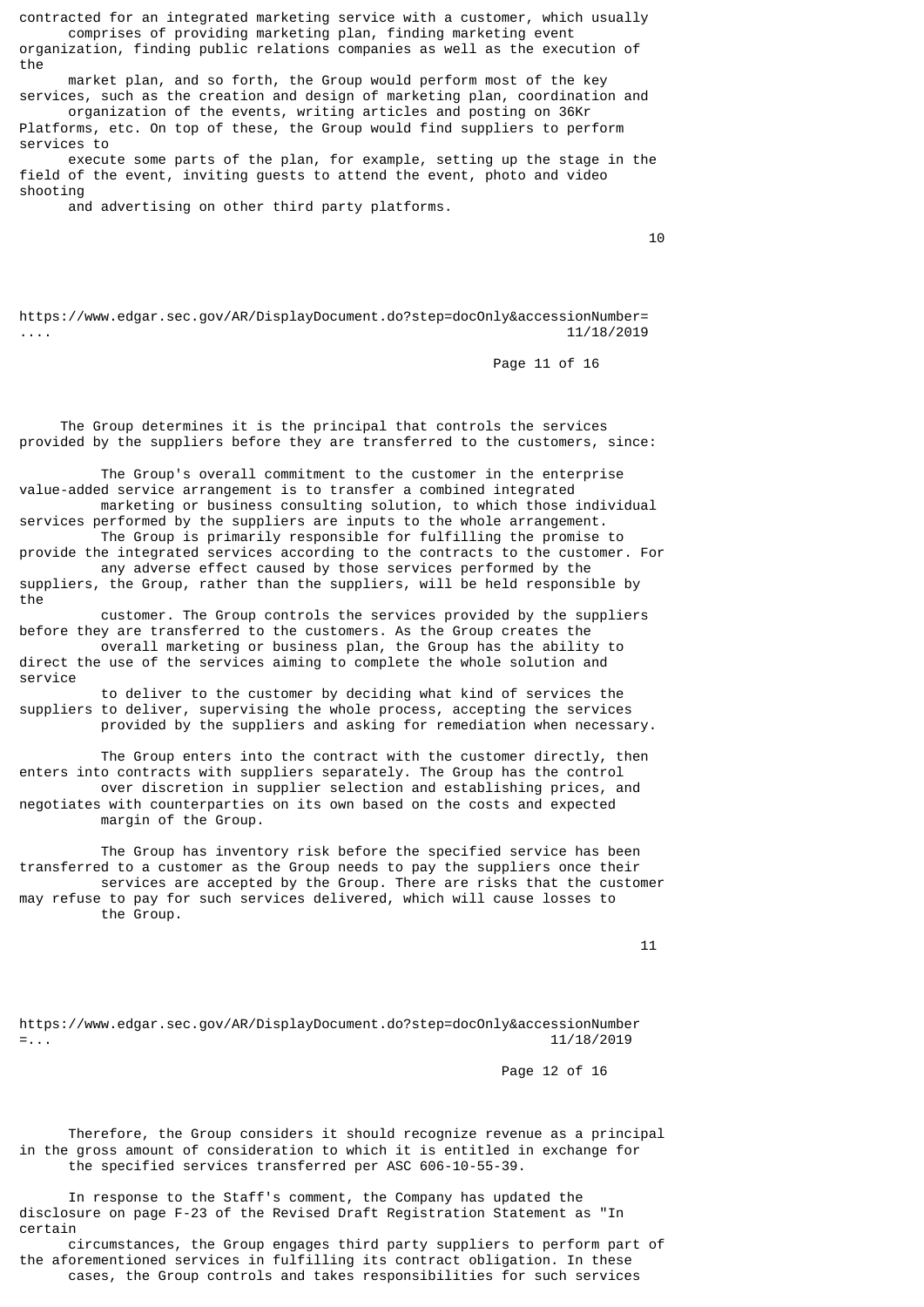contracted for an integrated marketing service with a customer, which usually comprises of providing marketing plan, finding marketing event organization, finding public relations companies as well as the execution of the market plan, and so forth, the Group would perform most of the key services, such as the creation and design of marketing plan, coordination and organization of the events, writing articles and posting on 36Kr Platforms, etc. On top of these, the Group would find suppliers to perform services to execute some parts of the plan, for example, setting up the stage in the field of the event, inviting guests to attend the event, photo and video shooting and advertising on other third party platforms.

The Group determines it is the principal that controls the services provided by the suppliers before they are transferred to the customers, since:

The Group's overall commitment to the customer in the enterprise value-added service arrangement is to transfer a combined integrated marketing or business consulting solution, to which those individual services performed by the suppliers are inputs to the whole arrangement. The Group is primarily responsible for fulfilling the promise to provide the integrated services according to the contracts to the customer. For any adverse effect caused by those services performed by the suppliers, the Group, rather than the suppliers, will be held responsible by the customer. The Group controls the services provided by the suppliers before they are transferred to the customers. As the Group creates the overall marketing or business plan, the Group has the ability to direct the use of the services aiming to complete the whole solution and service to deliver to the customer by deciding what kind of services the suppliers to deliver, supervising the whole process, accepting the services provided by the suppliers and asking for remediation when necessary.

The Group enters into the contract with the customer directly, then enters into contracts with suppliers separately. The Group has the control over discretion in supplier selection and establishing prices, and negotiates with counterparties on its own based on the costs and expected margin of the Group.

The Group has inventory risk before the specified service has been transferred to a customer as the Group needs to pay the suppliers once their services are accepted by the Group. There are risks that the customer may refuse to pay for such services delivered, which will cause losses to the Group.

Therefore, the Group considers it should recognize revenue as a principal in the gross amount of consideration to which it is entitled in exchange for the specified services transferred per ASC 606-10-55-39.

In response to the Staff's comment, the Company has updated the disclosure on page F-23 of the Revised Draft Registration Statement as "In certain circumstances, the Group engages third party suppliers to perform part of the aforementioned services in fulfilling its contract obligation. In these cases, the Group controls and takes responsibilities for such services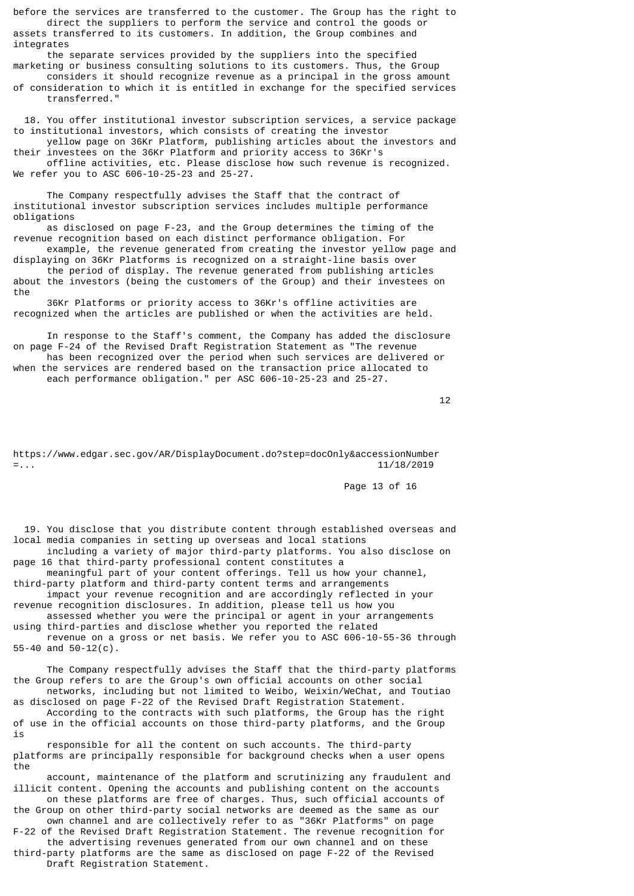before the services are transferred to the customer. The Group has the right to direct the suppliers to perform the service and control the goods or assets transferred to its customers. In addition, the Group combines and integrates the separate services provided by the suppliers into the specified marketing or business consulting solutions to its customers. Thus, the Group considers it should recognize revenue as a principal in the gross amount of consideration to which it is entitled in exchange for the specified services transferred."

18. You offer institutional investor subscription services, a service package to institutional investors, which consists of creating the investor yellow page on 36Kr Platform, publishing articles about the investors and their investees on the 36Kr Platform and priority access to 36Kr's offline activities, etc. Please disclose how such revenue is recognized. We refer you to ASC 606-10-25-23 and 25-27.

The Company respectfully advises the Staff that the contract of institutional investor subscription services includes multiple performance obligations as disclosed on page F-23, and the Group determines the timing of the revenue recognition based on each distinct performance obligation. For example, the revenue generated from creating the investor yellow page and displaying on 36Kr Platforms is recognized on a straight-line basis over the period of display. The revenue generated from publishing articles about the investors (being the customers of the Group) and their investees on the 36Kr Platforms or priority access to 36Kr's offline activities are recognized when the articles are published or when the activities are held.

In response to the Staff's comment, the Company has added the disclosure on page F-24 of the Revised Draft Registration Statement as "The revenue has been recognized over the period when such services are delivered or when the services are rendered based on the transaction price allocated to each performance obligation." per ASC 606-10-25-23 and 25-27.

19. You disclose that you distribute content through established overseas and local media companies in setting up overseas and local stations including a variety of major third-party platforms. You also disclose on page 16 that third-party professional content constitutes a meaningful part of your content offerings. Tell us how your channel, third-party platform and third-party content terms and arrangements impact your revenue recognition and are accordingly reflected in your revenue recognition disclosures. In addition, please tell us how you assessed whether you were the principal or agent in your arrangements using third-parties and disclose whether you reported the related revenue on a gross or net basis. We refer you to ASC 606-10-55-36 through 55-40 and 50-12(c).

The Company respectfully advises the Staff that the third-party platforms the Group refers to are the Group's own official accounts on other social networks, including but not limited to Weibo, Weixin/WeChat, and Toutiao as disclosed on page F-22 of the Revised Draft Registration Statement. According to the contracts with such platforms, the Group has the right of use in the official accounts on those third-party platforms, and the Group is responsible for all the content on such accounts. The third-party platforms are principally responsible for background checks when a user opens the account, maintenance of the platform and scrutinizing any fraudulent and illicit content. Opening the accounts and publishing content on the accounts on these platforms are free of charges. Thus, such official accounts of the Group on other third-party social networks are deemed as the same as our own channel and are collectively refer to as "36Kr Platforms" on page F-22 of the Revised Draft Registration Statement. The revenue recognition for the advertising revenues generated from our own channel and on these third-party platforms are the same as disclosed on page F-22 of the Revised Draft Registration Statement.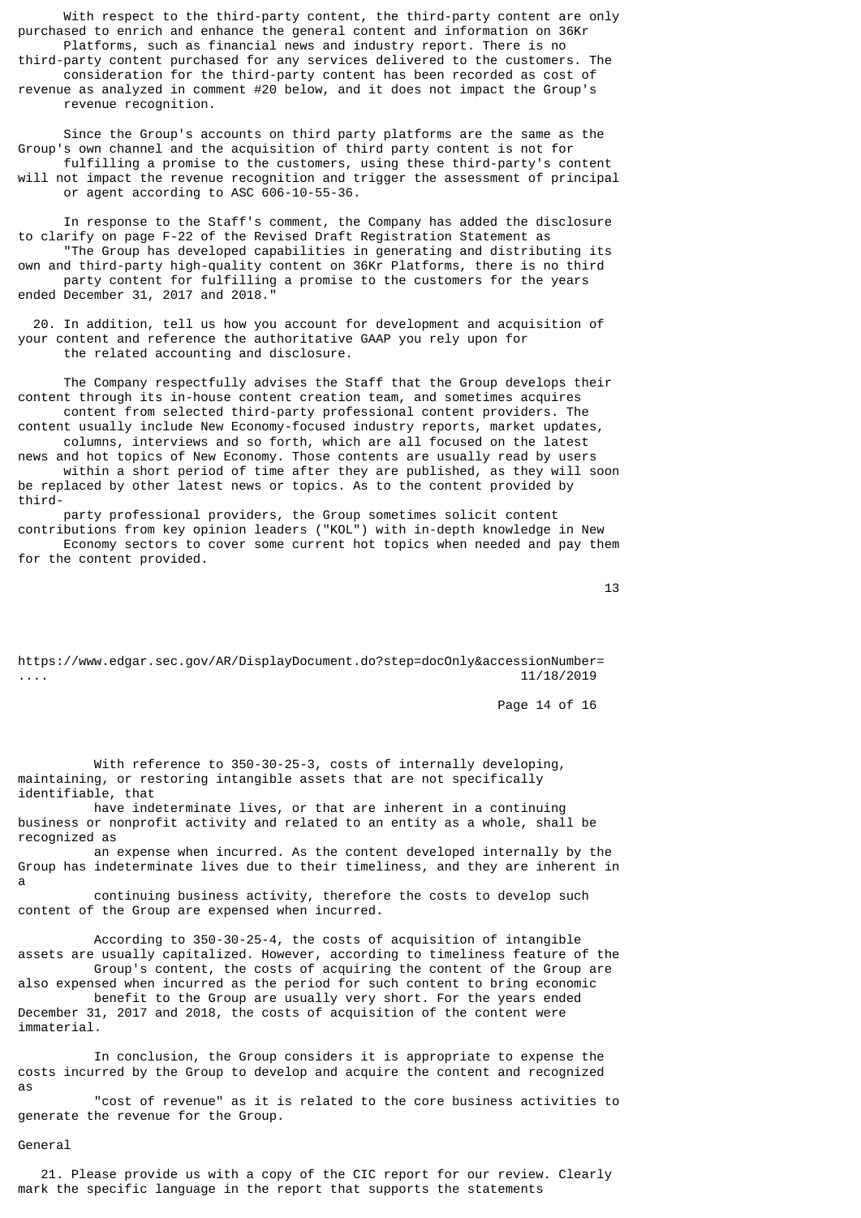With respect to the third-party content, the third-party content are only purchased to enrich and enhance the general content and information on 36Kr Platforms, such as financial news and industry report. There is no third-party content purchased for any services delivered to the customers. The consideration for the third-party content has been recorded as cost of revenue as analyzed in comment #20 below, and it does not impact the Group's revenue recognition.

Since the Group's accounts on third party platforms are the same as the Group's own channel and the acquisition of third party content is not for fulfilling a promise to the customers, using these third-party's content will not impact the revenue recognition and trigger the assessment of principal or agent according to ASC 606-10-55-36.

In response to the Staff's comment, the Company has added the disclosure to clarify on page F-22 of the Revised Draft Registration Statement as "The Group has developed capabilities in generating and distributing its own and third-party high-quality content on 36Kr Platforms, there is no third party content for fulfilling a promise to the customers for the years ended December 31, 2017 and 2018."

20. In addition, tell us how you account for development and acquisition of your content and reference the authoritative GAAP you rely upon for the related accounting and disclosure.

The Company respectfully advises the Staff that the Group develops their content through its in-house content creation team, and sometimes acquires content from selected third-party professional content providers. The content usually include New Economy-focused industry reports, market updates, columns, interviews and so forth, which are all focused on the latest news and hot topics of New Economy. Those contents are usually read by users within a short period of time after they are published, as they will soon be replaced by other latest news or topics. As to the content provided by third-party professional providers, the Group sometimes solicit content contributions from key opinion leaders ("KOL") with in-depth knowledge in New Economy sectors to cover some current hot topics when needed and pay them for the content provided.

With reference to 350-30-25-3, costs of internally developing, maintaining, or restoring intangible assets that are not specifically identifiable, that have indeterminate lives, or that are inherent in a continuing business or nonprofit activity and related to an entity as a whole, shall be recognized as an expense when incurred. As the content developed internally by the Group has indeterminate lives due to their timeliness, and they are inherent in a continuing business activity, therefore the costs to develop such content of the Group are expensed when incurred.

According to 350-30-25-4, the costs of acquisition of intangible assets are usually capitalized. However, according to timeliness feature of the Group's content, the costs of acquiring the content of the Group are also expensed when incurred as the period for such content to bring economic benefit to the Group are usually very short. For the years ended December 31, 2017 and 2018, the costs of acquisition of the content were immaterial.

In conclusion, the Group considers it is appropriate to expense the costs incurred by the Group to develop and acquire the content and recognized as "cost of revenue" as it is related to the core business activities to generate the revenue for the Group.

General

21. Please provide us with a copy of the CIC report for our review. Clearly mark the specific language in the report that supports the statements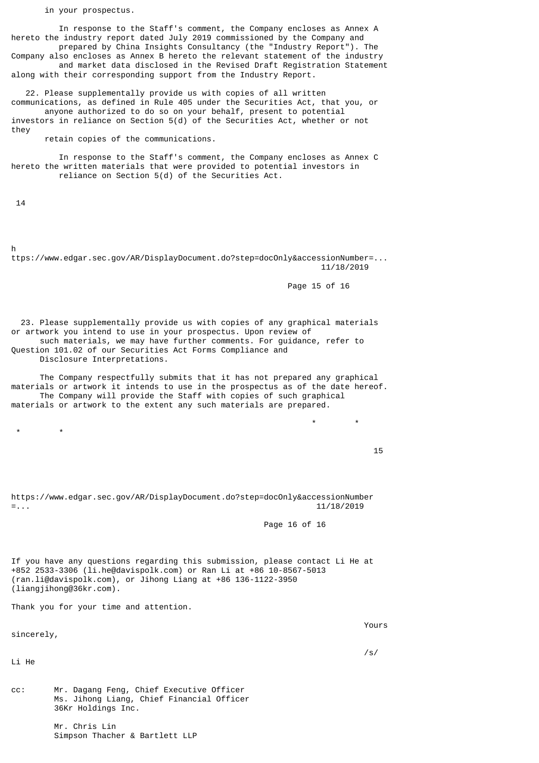in your prospectus.

In response to the Staff's comment, the Company encloses as Annex A hereto the industry report dated July 2019 commissioned by the Company and prepared by China Insights Consultancy (the "Industry Report"). The Company also encloses as Annex B hereto the relevant statement of the industry and market data disclosed in the Revised Draft Registration Statement along with their corresponding support from the Industry Report.

22. Please supplementally provide us with copies of all written communications, as defined in Rule 405 under the Securities Act, that you, or anyone authorized to do so on your behalf, present to potential investors in reliance on Section 5(d) of the Securities Act, whether or not they retain copies of the communications.

In response to the Staff's comment, the Company encloses as Annex C hereto the written materials that were provided to potential investors in reliance on Section 5(d) of the Securities Act.

23. Please supplementally provide us with copies of any graphical materials or artwork you intend to use in your prospectus. Upon review of such materials, we may have further comments. For guidance, refer to Question 101.02 of our Securities Act Forms Compliance and Disclosure Interpretations.

The Company respectfully submits that it has not prepared any graphical materials or artwork it intends to use in the prospectus as of the date hereof. The Company will provide the Staff with copies of such graphical materials or artwork to the extent any such materials are prepared.

\* \* \* \*

If you have any questions regarding this submission, please contact Li He at +852 2533-3306 (li.he@davispolk.com) or Ran Li at +86 10-8567-5013 (ran.li@davispolk.com), or Jihong Liang at +86 136-1122-3950 (liangjihong@36kr.com).

Thank you for your time and attention.

Yours sincerely,

/s/ Li He

cc: Mr. Dagang Feng, Chief Executive Officer
Ms. Jihong Liang, Chief Financial Officer
36Kr Holdings Inc.

Mr. Chris Lin
Simpson Thacher & Bartlett LLP